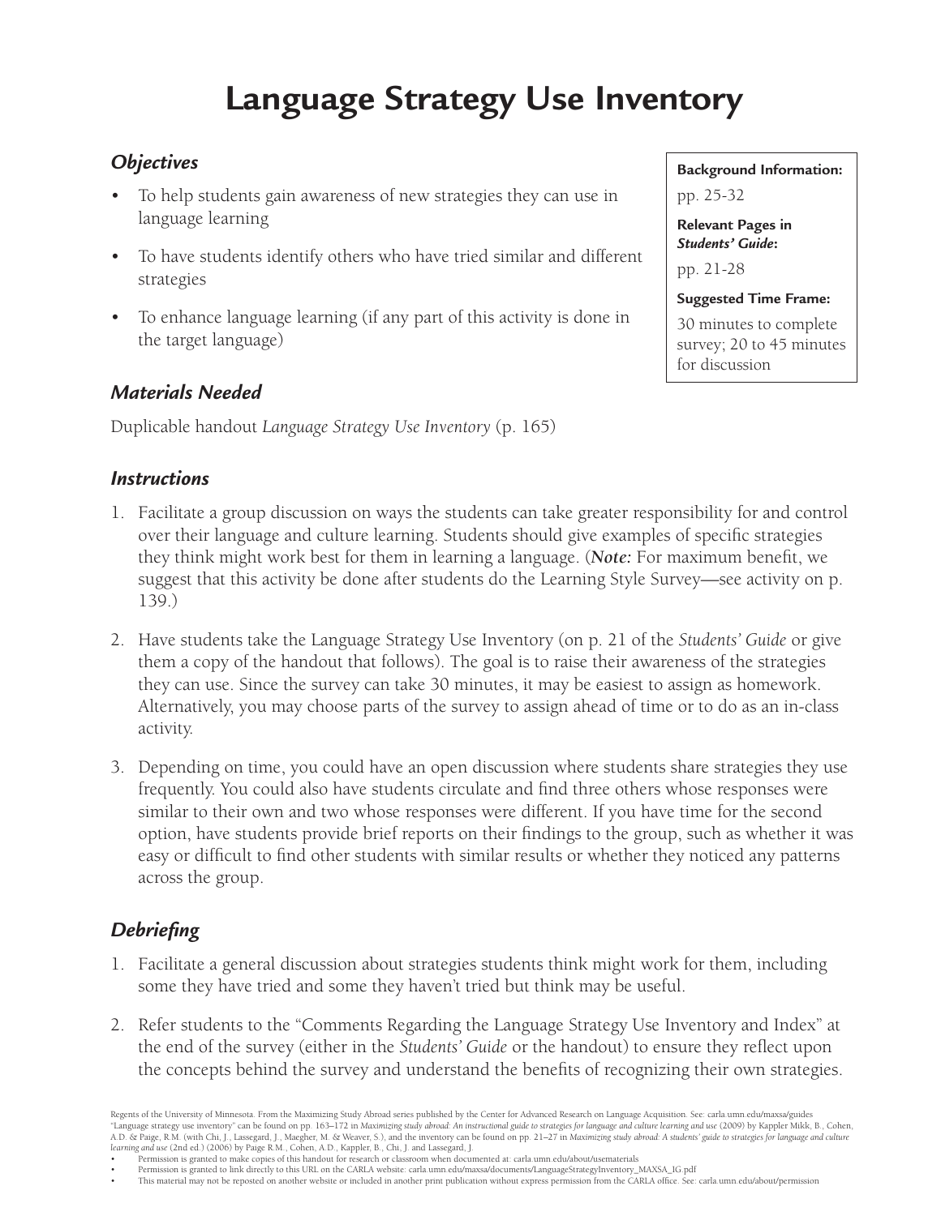# Language Strategy Use Inventory

## *Objectives*

- To help students gain awareness of new strategies they can use in language learning
- To have students identify others who have tried similar and different strategies
- To enhance language learning (if any part of this activity is done in the target language)

**Background Information:**

pp. 25-32

**Relevant Pages in *Students' Guide*:**

pp. 21-28

**Suggested Time Frame:**

30 minutes to complete survey; 20 to 45 minutes for discussion

## *Materials Needed*

Duplicable handout *Language Strategy Use Inventory* (p. 165)

## *Instructions*

1. Facilitate a group discussion on ways the students can take greater responsibility for and control over their language and culture learning. Students should give examples of specific strategies they think might work best for them in learning a language. (***Note:*** For maximum benefit, we suggest that this activity be done after students do the Learning Style Survey—see activity on p. 139.)
2. Have students take the Language Strategy Use Inventory (on p. 21 of the *Students' Guide* or give them a copy of the handout that follows). The goal is to raise their awareness of the strategies they can use. Since the survey can take 30 minutes, it may be easiest to assign as homework. Alternatively, you may choose parts of the survey to assign ahead of time or to do as an in-class activity.
3. Depending on time, you could have an open discussion where students share strategies they use frequently. You could also have students circulate and find three others whose responses were similar to their own and two whose responses were different. If you have time for the second option, have students provide brief reports on their findings to the group, such as whether it was easy or difficult to find other students with similar results or whether they noticed any patterns across the group.

## *Debriefing*

1. Facilitate a general discussion about strategies students think might work for them, including some they have tried and some they haven't tried but think may be useful.
2. Refer students to the "Comments Regarding the Language Strategy Use Inventory and Index" at the end of the survey (either in the *Students' Guide* or the handout) to ensure they reflect upon the concepts behind the survey and understand the benefits of recognizing their own strategies.

Regents of the University of Minnesota. From the Maximizing Study Abroad series published by the Center for Advanced Research on Language Acquisition. See: carla.umn.edu/maxsa/guides
"Language strategy use inventory" can be found on pp. 163–172 in *Maximizing study abroad: An instructional guide to strategies for language and culture learning and use* (2009) by Kappler Mikk, B., Cohen, A.D. & Paige, R.M. (with Chi, J., Lassegard, J., Maegher, M. & Weaver, S.), and the inventory can be found on pp. 21–27 in *Maximizing study abroad: A students' guide to strategies for language and culture learning and use* (2nd ed.) (2006) by Paige R.M., Cohen, A.D., Kappler, B., Chi, J. and Lassegard, J.

- Permission is granted to make copies of this handout for research or classroom when documented at: carla.umn.edu/about/usematerials
- Permission is granted to link directly to this URL on the CARLA website: carla.umn.edu/maxsa/documents/LanguageStrategyInventory_MAXSA_IG.pdf
- This material may not be reposted on another website or included in another print publication without express permission from the CARLA office. See: carla.umn.edu/about/permission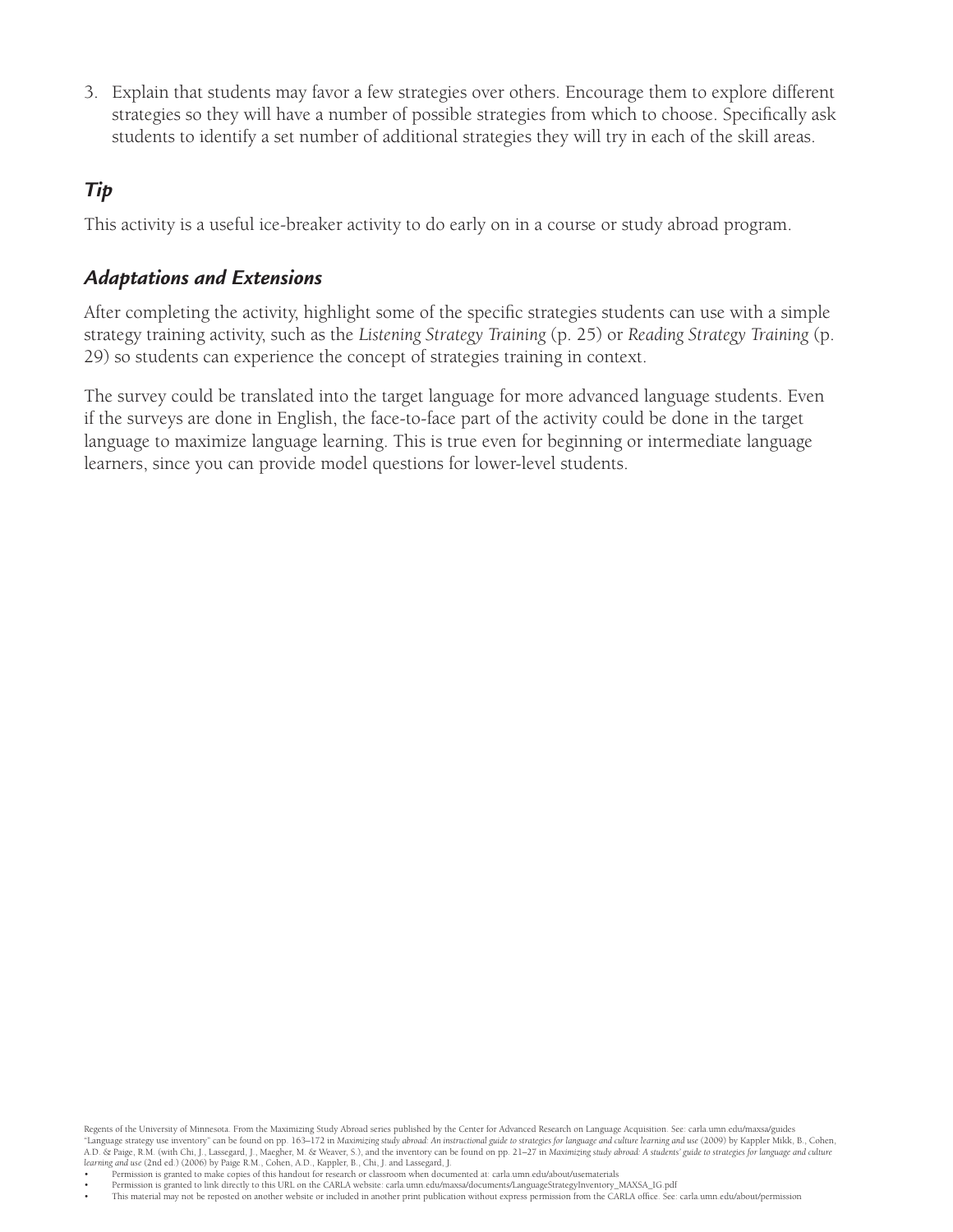3. Explain that students may favor a few strategies over others. Encourage them to explore different strategies so they will have a number of possible strategies from which to choose. Specifically ask students to identify a set number of additional strategies they will try in each of the skill areas.

### *Tip*

This activity is a useful ice-breaker activity to do early on in a course or study abroad program.

### *Adaptations and Extensions*

After completing the activity, highlight some of the specific strategies students can use with a simple strategy training activity, such as the *Listening Strategy Training* (p. 25) or *Reading Strategy Training* (p. 29) so students can experience the concept of strategies training in context.

The survey could be translated into the target language for more advanced language students. Even if the surveys are done in English, the face-to-face part of the activity could be done in the target language to maximize language learning. This is true even for beginning or intermediate language learners, since you can provide model questions for lower-level students.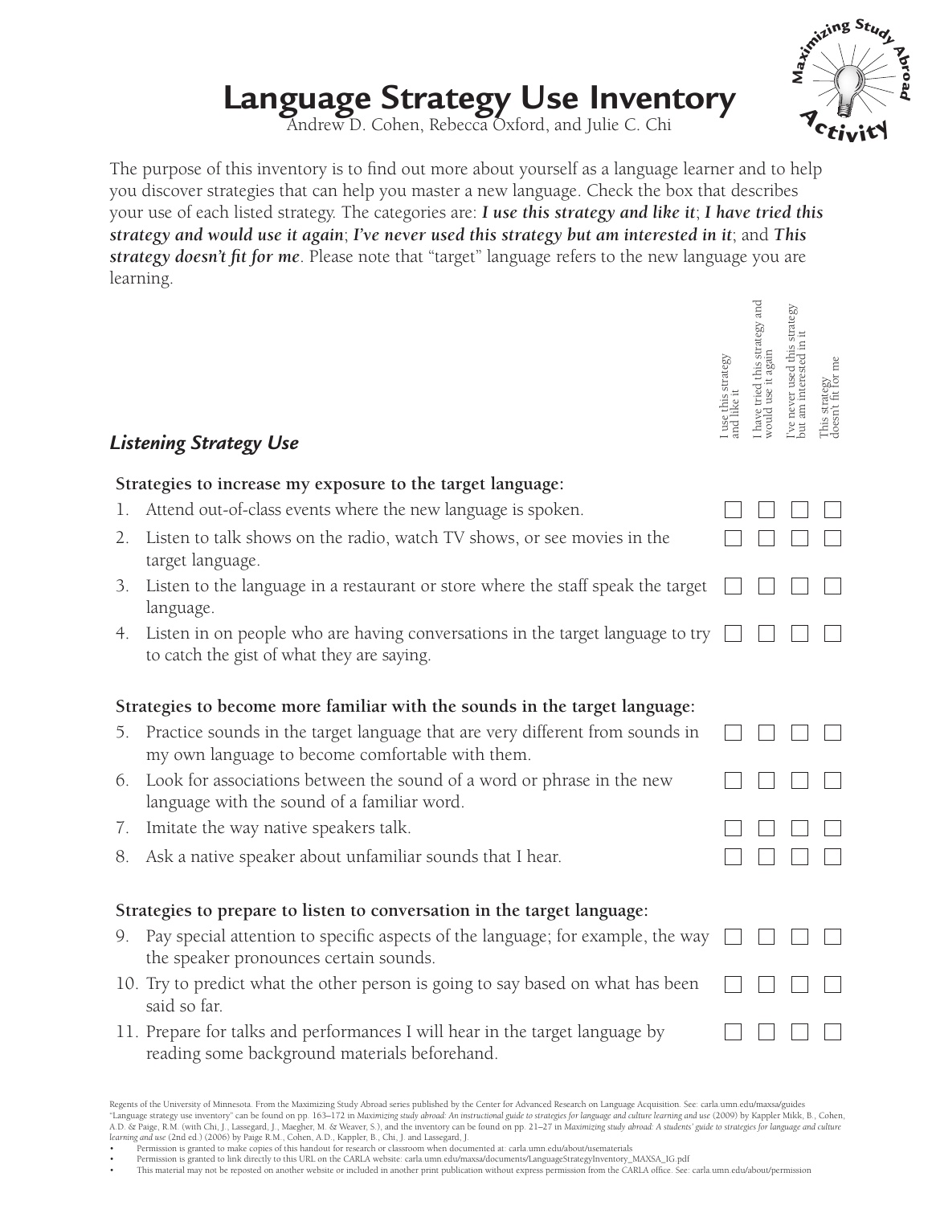# Language Strategy Use Inventory

Andrew D. Cohen, Rebecca Oxford, and Julie C. Chi

The purpose of this inventory is to find out more about yourself as a language learner and to help you discover strategies that can help you master a new language. Check the box that describes your use of each listed strategy. The categories are: ***I use this strategy and like it***; ***I have tried this strategy and would use it again***; ***I've never used this strategy but am interested in it***; and ***This strategy doesn't fit for me***. Please note that "target" language refers to the new language you are learning.

## *Listening Strategy Use*

| | I use this strategy and like it | I have tried this strategy and would use it again | I've never used this strategy but am interested in it | This strategy doesn't fit for me |
|---|---|---|---|---|
| **Strategies to increase my exposure to the target language:** | | | | |
| 1. Attend out-of-class events where the new language is spoken. | ☐ | ☐ | ☐ | ☐ |
| 2. Listen to talk shows on the radio, watch TV shows, or see movies in the target language. | ☐ | ☐ | ☐ | ☐ |
| 3. Listen to the language in a restaurant or store where the staff speak the target language. | ☐ | ☐ | ☐ | ☐ |
| 4. Listen in on people who are having conversations in the target language to try to catch the gist of what they are saying. | ☐ | ☐ | ☐ | ☐ |
| **Strategies to become more familiar with the sounds in the target language:** | | | | |
| 5. Practice sounds in the target language that are very different from sounds in my own language to become comfortable with them. | ☐ | ☐ | ☐ | ☐ |
| 6. Look for associations between the sound of a word or phrase in the new language with the sound of a familiar word. | ☐ | ☐ | ☐ | ☐ |
| 7. Imitate the way native speakers talk. | ☐ | ☐ | ☐ | ☐ |
| 8. Ask a native speaker about unfamiliar sounds that I hear. | ☐ | ☐ | ☐ | ☐ |
| **Strategies to prepare to listen to conversation in the target language:** | | | | |
| 9. Pay special attention to specific aspects of the language; for example, the way the speaker pronounces certain sounds. | ☐ | ☐ | ☐ | ☐ |
| 10. Try to predict what the other person is going to say based on what has been said so far. | ☐ | ☐ | ☐ | ☐ |
| 11. Prepare for talks and performances I will hear in the target language by reading some background materials beforehand. | ☐ | ☐ | ☐ | ☐ |

Regents of the University of Minnesota. From the Maximizing Study Abroad series published by the Center for Advanced Research on Language Acquisition. See: carla.umn.edu/maxsa/guides
"Language strategy use inventory" can be found on pp. 163–172 in *Maximizing study abroad: An instructional guide to strategies for language and culture learning and use* (2009) by Kappler Mikk, B., Cohen, A.D. & Paige, R.M. (with Chi, J., Lassegard, J., Maegher, M. & Weaver, S.), and the inventory can be found on pp. 21–27 in *Maximizing study abroad: A students' guide to strategies for language and culture learning and use* (2nd ed.) (2006) by Paige R.M., Cohen, A.D., Kappler, B., Chi, J. and Lassegard, J.

- Permission is granted to make copies of this handout for research or classroom when documented at: carla.umn.edu/about/usematerials
- Permission is granted to link directly to this URL on the CARLA website: carla.umn.edu/maxsa/documents/LanguageStrategyInventory_MAXSA_IG.pdf
- This material may not be reposted on another website or included in another print publication without express permission from the CARLA office. See: carla.umn.edu/about/permission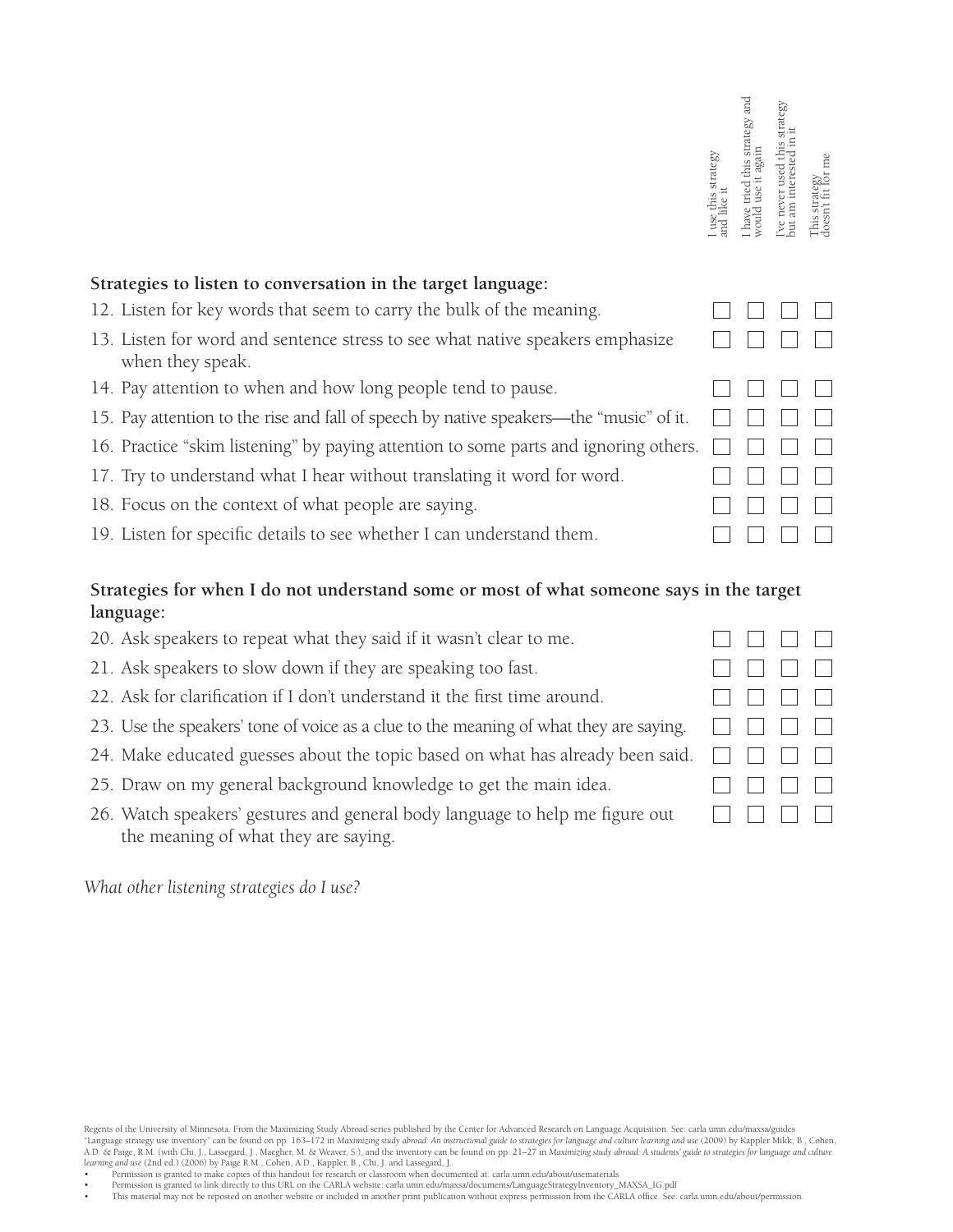| | I use this strategy and like it | I have tried this strategy and would use it again | I've never used this strategy but am interested in it | This strategy doesn't fit for me |
|---|---|---|---|---|
| **Strategies to listen to conversation in the target language:** | | | | |
| 12. Listen for key words that seem to carry the bulk of the meaning. | ☐ | ☐ | ☐ | ☐ |
| 13. Listen for word and sentence stress to see what native speakers emphasize when they speak. | ☐ | ☐ | ☐ | ☐ |
| 14. Pay attention to when and how long people tend to pause. | ☐ | ☐ | ☐ | ☐ |
| 15. Pay attention to the rise and fall of speech by native speakers—the "music" of it. | ☐ | ☐ | ☐ | ☐ |
| 16. Practice "skim listening" by paying attention to some parts and ignoring others. | ☐ | ☐ | ☐ | ☐ |
| 17. Try to understand what I hear without translating it word for word. | ☐ | ☐ | ☐ | ☐ |
| 18. Focus on the context of what people are saying. | ☐ | ☐ | ☐ | ☐ |
| 19. Listen for specific details to see whether I can understand them. | ☐ | ☐ | ☐ | ☐ |
| **Strategies for when I do not understand some or most of what someone says in the target language:** | | | | |
| 20. Ask speakers to repeat what they said if it wasn't clear to me. | ☐ | ☐ | ☐ | ☐ |
| 21. Ask speakers to slow down if they are speaking too fast. | ☐ | ☐ | ☐ | ☐ |
| 22. Ask for clarification if I don't understand it the first time around. | ☐ | ☐ | ☐ | ☐ |
| 23. Use the speakers' tone of voice as a clue to the meaning of what they are saying. | ☐ | ☐ | ☐ | ☐ |
| 24. Make educated guesses about the topic based on what has already been said. | ☐ | ☐ | ☐ | ☐ |
| 25. Draw on my general background knowledge to get the main idea. | ☐ | ☐ | ☐ | ☐ |
| 26. Watch speakers' gestures and general body language to help me figure out the meaning of what they are saying. | ☐ | ☐ | ☐ | ☐ |

*What other listening strategies do I use?*

Regents of the University of Minnesota. From the Maximizing Study Abroad series published by the Center for Advanced Research on Language Acquisition. See: carla.umn.edu/maxsa/guides
"Language strategy use inventory" can be found on pp. 163–172 in *Maximizing study abroad: An instructional guide to strategies for language and culture learning and use* (2009) by Kappler Mikk, B., Cohen, A.D. & Paige, R.M. (with Chi, J., Lassegard, J., Maegher, M. & Weaver, S.), and the inventory can be found on pp. 21–27 in *Maximizing study abroad: A students' guide to strategies for language and culture learning and use* (2nd ed.) (2006) by Paige R.M., Cohen, A.D., Kappler, B., Chi, J. and Lassegard, J.

- Permission is granted to make copies of this handout for research or classroom when documented at: carla.umn.edu/about/usematerials
- Permission is granted to link directly to this URL on the CARLA website: carla.umn.edu/maxsa/documents/LanguageStrategyInventory_MAXSA_IG.pdf
- This material may not be reposted on another website or included in another print publication without express permission from the CARLA office. See: carla.umn.edu/about/permission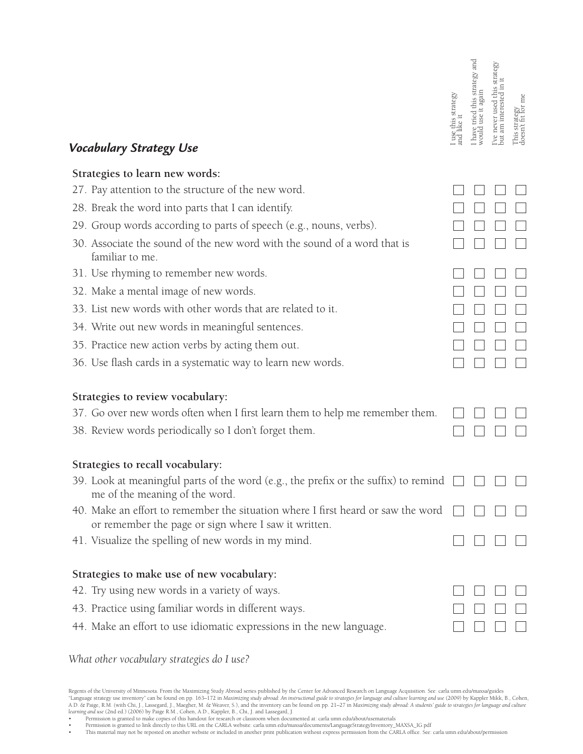## *Vocabulary Strategy Use*

| | I use this strategy and like it | I have tried this strategy and would use it again | I've never used this strategy but am interested in it | This strategy doesn't fit for me |
|---|---|---|---|---|
| **Strategies to learn new words:** | | | | |
| 27. Pay attention to the structure of the new word. | ☐ | ☐ | ☐ | ☐ |
| 28. Break the word into parts that I can identify. | ☐ | ☐ | ☐ | ☐ |
| 29. Group words according to parts of speech (e.g., nouns, verbs). | ☐ | ☐ | ☐ | ☐ |
| 30. Associate the sound of the new word with the sound of a word that is familiar to me. | ☐ | ☐ | ☐ | ☐ |
| 31. Use rhyming to remember new words. | ☐ | ☐ | ☐ | ☐ |
| 32. Make a mental image of new words. | ☐ | ☐ | ☐ | ☐ |
| 33. List new words with other words that are related to it. | ☐ | ☐ | ☐ | ☐ |
| 34. Write out new words in meaningful sentences. | ☐ | ☐ | ☐ | ☐ |
| 35. Practice new action verbs by acting them out. | ☐ | ☐ | ☐ | ☐ |
| 36. Use flash cards in a systematic way to learn new words. | ☐ | ☐ | ☐ | ☐ |
| **Strategies to review vocabulary:** | | | | |
| 37. Go over new words often when I first learn them to help me remember them. | ☐ | ☐ | ☐ | ☐ |
| 38. Review words periodically so I don't forget them. | ☐ | ☐ | ☐ | ☐ |
| **Strategies to recall vocabulary:** | | | | |
| 39. Look at meaningful parts of the word (e.g., the prefix or the suffix) to remind me of the meaning of the word. | ☐ | ☐ | ☐ | ☐ |
| 40. Make an effort to remember the situation where I first heard or saw the word or remember the page or sign where I saw it written. | ☐ | ☐ | ☐ | ☐ |
| 41. Visualize the spelling of new words in my mind. | ☐ | ☐ | ☐ | ☐ |
| **Strategies to make use of new vocabulary:** | | | | |
| 42. Try using new words in a variety of ways. | ☐ | ☐ | ☐ | ☐ |
| 43. Practice using familiar words in different ways. | ☐ | ☐ | ☐ | ☐ |
| 44. Make an effort to use idiomatic expressions in the new language. | ☐ | ☐ | ☐ | ☐ |

*What other vocabulary strategies do I use?*

Regents of the University of Minnesota. From the Maximizing Study Abroad series published by the Center for Advanced Research on Language Acquisition. See: carla.umn.edu/maxsa/guides
"Language strategy use inventory" can be found on pp. 163–172 in *Maximizing study abroad: An instructional guide to strategies for language and culture learning and use* (2009) by Kappler Mikk, B., Cohen, A.D. & Paige, R.M. (with Chi, J., Lassegard, J., Maegher, M. & Weaver, S.), and the inventory can be found on pp. 21–27 in *Maximizing study abroad: A students' guide to strategies for language and culture learning and use* (2nd ed.) (2006) by Paige R.M., Cohen, A.D., Kappler, B., Chi, J. and Lassegard, J.

- Permission is granted to make copies of this handout for research or classroom when documented at: carla.umn.edu/about/usematerials
- Permission is granted to link directly to this URL on the CARLA website: carla.umn.edu/maxsa/documents/LanguageStrategyInventory_MAXSA_IG.pdf
- This material may not be reposted on another website or included in another print publication without express permission from the CARLA office. See: carla.umn.edu/about/permission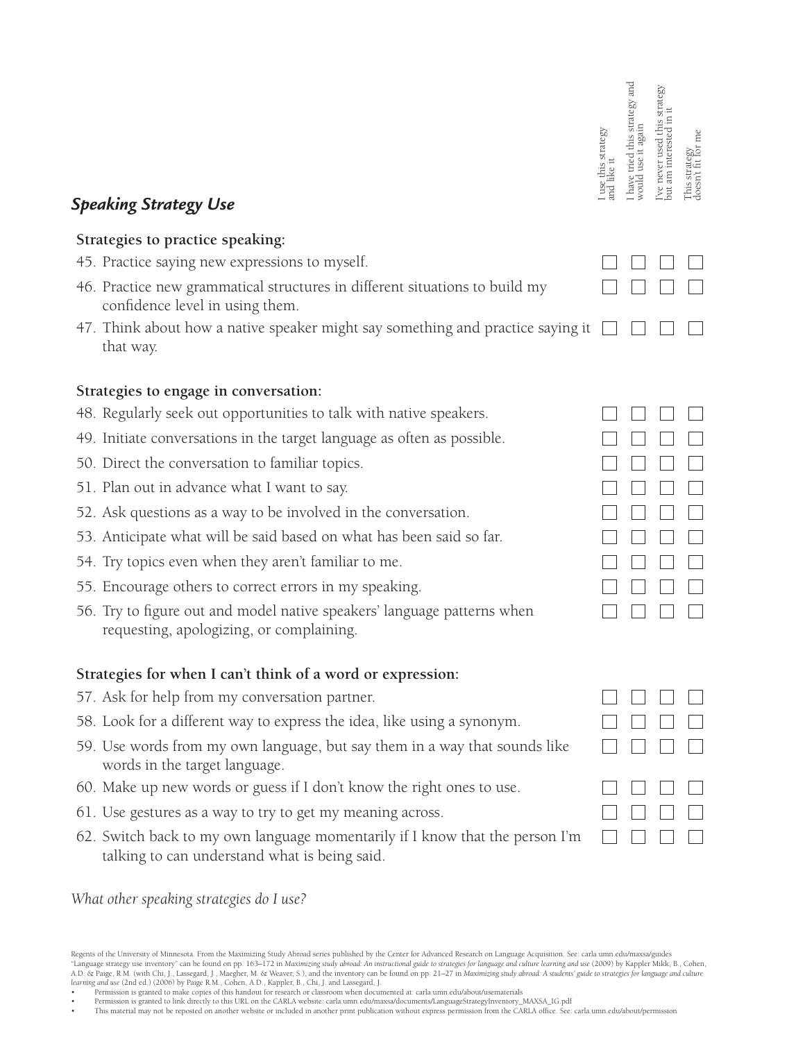## *Speaking Strategy Use*

| | I use this strategy and like it | I have tried this strategy and would use it again | I've never used this strategy but am interested in it | This strategy doesn't fit for me |
|---|---|---|---|---|
| **Strategies to practice speaking:** | | | | |
| 45. Practice saying new expressions to myself. | ☐ | ☐ | ☐ | ☐ |
| 46. Practice new grammatical structures in different situations to build my confidence level in using them. | ☐ | ☐ | ☐ | ☐ |
| 47. Think about how a native speaker might say something and practice saying it that way. | ☐ | ☐ | ☐ | ☐ |
| **Strategies to engage in conversation:** | | | | |
| 48. Regularly seek out opportunities to talk with native speakers. | ☐ | ☐ | ☐ | ☐ |
| 49. Initiate conversations in the target language as often as possible. | ☐ | ☐ | ☐ | ☐ |
| 50. Direct the conversation to familiar topics. | ☐ | ☐ | ☐ | ☐ |
| 51. Plan out in advance what I want to say. | ☐ | ☐ | ☐ | ☐ |
| 52. Ask questions as a way to be involved in the conversation. | ☐ | ☐ | ☐ | ☐ |
| 53. Anticipate what will be said based on what has been said so far. | ☐ | ☐ | ☐ | ☐ |
| 54. Try topics even when they aren't familiar to me. | ☐ | ☐ | ☐ | ☐ |
| 55. Encourage others to correct errors in my speaking. | ☐ | ☐ | ☐ | ☐ |
| 56. Try to figure out and model native speakers' language patterns when requesting, apologizing, or complaining. | ☐ | ☐ | ☐ | ☐ |
| **Strategies for when I can't think of a word or expression:** | | | | |
| 57. Ask for help from my conversation partner. | ☐ | ☐ | ☐ | ☐ |
| 58. Look for a different way to express the idea, like using a synonym. | ☐ | ☐ | ☐ | ☐ |
| 59. Use words from my own language, but say them in a way that sounds like words in the target language. | ☐ | ☐ | ☐ | ☐ |
| 60. Make up new words or guess if I don't know the right ones to use. | ☐ | ☐ | ☐ | ☐ |
| 61. Use gestures as a way to try to get my meaning across. | ☐ | ☐ | ☐ | ☐ |
| 62. Switch back to my own language momentarily if I know that the person I'm talking to can understand what is being said. | ☐ | ☐ | ☐ | ☐ |

*What other speaking strategies do I use?*

Regents of the University of Minnesota. From the Maximizing Study Abroad series published by the Center for Advanced Research on Language Acquisition. See: carla.umn.edu/maxsa/guides
"Language strategy use inventory" can be found on pp. 163–172 in *Maximizing study abroad: An instructional guide to strategies for language and culture learning and use* (2009) by Kappler Mikk, B., Cohen, A.D. & Paige, R.M. (with Chi, J., Lassegard, J., Maegher, M. & Weaver, S.), and the inventory can be found on pp. 21–27 in *Maximizing study abroad: A students' guide to strategies for language and culture learning and use* (2nd ed.) (2006) by Paige R.M., Cohen, A.D., Kappler, B., Chi, J. and Lassegard, J.

- Permission is granted to make copies of this handout for research or classroom when documented at: carla.umn.edu/about/usematerials
- Permission is granted to link directly to this URL on the CARLA website: carla.umn.edu/maxsa/documents/LanguageStrategyInventory_MAXSA_IG.pdf
- This material may not be reposted on another website or included in another print publication without express permission from the CARLA office. See: carla.umn.edu/about/permission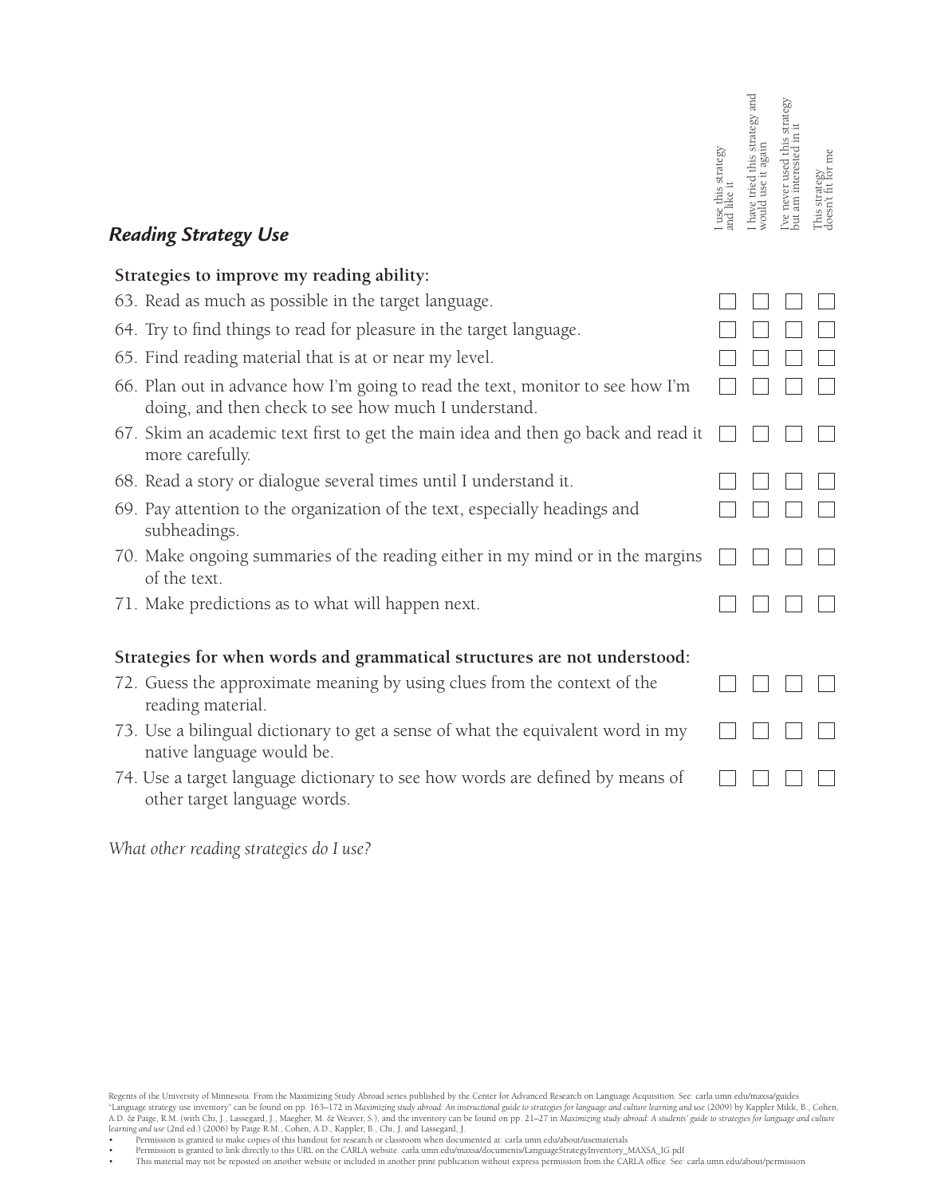## *Reading Strategy Use*

| | I use this strategy and like it | I have tried this strategy and would use it again | I've never used this strategy but am interested in it | This strategy doesn't fit for me |
|---|---|---|---|---|
| **Strategies to improve my reading ability:** | | | | |
| 63. Read as much as possible in the target language. | ☐ | ☐ | ☐ | ☐ |
| 64. Try to find things to read for pleasure in the target language. | ☐ | ☐ | ☐ | ☐ |
| 65. Find reading material that is at or near my level. | ☐ | ☐ | ☐ | ☐ |
| 66. Plan out in advance how I'm going to read the text, monitor to see how I'm doing, and then check to see how much I understand. | ☐ | ☐ | ☐ | ☐ |
| 67. Skim an academic text first to get the main idea and then go back and read it more carefully. | ☐ | ☐ | ☐ | ☐ |
| 68. Read a story or dialogue several times until I understand it. | ☐ | ☐ | ☐ | ☐ |
| 69. Pay attention to the organization of the text, especially headings and subheadings. | ☐ | ☐ | ☐ | ☐ |
| 70. Make ongoing summaries of the reading either in my mind or in the margins of the text. | ☐ | ☐ | ☐ | ☐ |
| 71. Make predictions as to what will happen next. | ☐ | ☐ | ☐ | ☐ |
| **Strategies for when words and grammatical structures are not understood:** | | | | |
| 72. Guess the approximate meaning by using clues from the context of the reading material. | ☐ | ☐ | ☐ | ☐ |
| 73. Use a bilingual dictionary to get a sense of what the equivalent word in my native language would be. | ☐ | ☐ | ☐ | ☐ |
| 74. Use a target language dictionary to see how words are defined by means of other target language words. | ☐ | ☐ | ☐ | ☐ |

*What other reading strategies do I use?*

Regents of the University of Minnesota. From the Maximizing Study Abroad series published by the Center for Advanced Research on Language Acquisition. See: carla.umn.edu/maxsa/guides
"Language strategy use inventory" can be found on pp. 163–172 in *Maximizing study abroad: An instructional guide to strategies for language and culture learning and use* (2009) by Kappler Mikk, B., Cohen, A.D. & Paige, R.M. (with Chi, J., Lassegard, J., Maegher, M. & Weaver, S.), and the inventory can be found on pp. 21–27 in *Maximizing study abroad: A students' guide to strategies for language and culture learning and use* (2nd ed.) (2006) by Paige R.M., Cohen, A.D., Kappler, B., Chi, J. and Lassegard, J.

- Permission is granted to make copies of this handout for research or classroom when documented at: carla.umn.edu/about/usematerials
- Permission is granted to link directly to this URL on the CARLA website: carla.umn.edu/maxsa/documents/LanguageStrategyInventory_MAXSA_IG.pdf
- This material may not be reposted on another website or included in another print publication without express permission from the CARLA office. See: carla.umn.edu/about/permission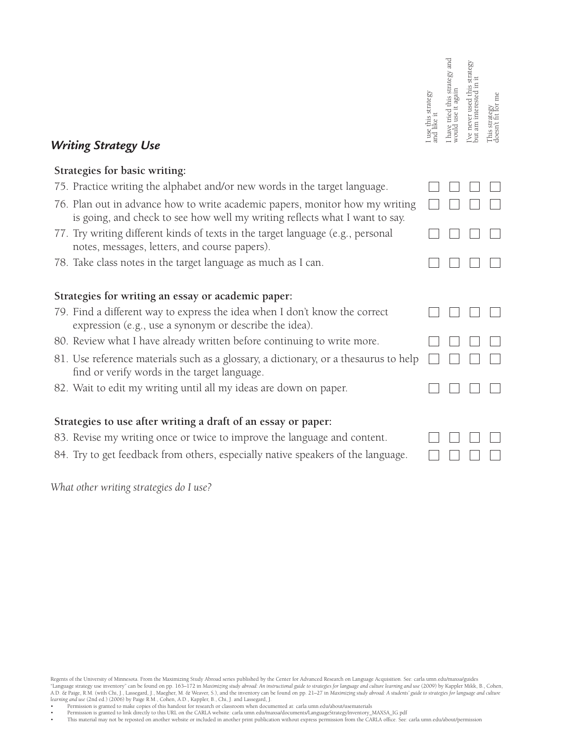## *Writing Strategy Use*

| | I use this strategy and like it | I have tried this strategy and would use it again | I've never used this strategy but am interested in it | This strategy doesn't fit for me |
|---|---|---|---|---|
| **Strategies for basic writing:** | | | | |
| 75. Practice writing the alphabet and/or new words in the target language. | ☐ | ☐ | ☐ | ☐ |
| 76. Plan out in advance how to write academic papers, monitor how my writing is going, and check to see how well my writing reflects what I want to say. | ☐ | ☐ | ☐ | ☐ |
| 77. Try writing different kinds of texts in the target language (e.g., personal notes, messages, letters, and course papers). | ☐ | ☐ | ☐ | ☐ |
| 78. Take class notes in the target language as much as I can. | ☐ | ☐ | ☐ | ☐ |
| **Strategies for writing an essay or academic paper:** | | | | |
| 79. Find a different way to express the idea when I don't know the correct expression (e.g., use a synonym or describe the idea). | ☐ | ☐ | ☐ | ☐ |
| 80. Review what I have already written before continuing to write more. | ☐ | ☐ | ☐ | ☐ |
| 81. Use reference materials such as a glossary, a dictionary, or a thesaurus to help find or verify words in the target language. | ☐ | ☐ | ☐ | ☐ |
| 82. Wait to edit my writing until all my ideas are down on paper. | ☐ | ☐ | ☐ | ☐ |
| **Strategies to use after writing a draft of an essay or paper:** | | | | |
| 83. Revise my writing once or twice to improve the language and content. | ☐ | ☐ | ☐ | ☐ |
| 84. Try to get feedback from others, especially native speakers of the language. | ☐ | ☐ | ☐ | ☐ |

*What other writing strategies do I use?*

Regents of the University of Minnesota. From the Maximizing Study Abroad series published by the Center for Advanced Research on Language Acquisition. See: carla.umn.edu/maxsa/guides
"Language strategy use inventory" can be found on pp. 163–172 in *Maximizing study abroad: An instructional guide to strategies for language and culture learning and use* (2009) by Kappler Mikk, B., Cohen, A.D. & Paige, R.M. (with Chi, J., Lassegard, J., Maegher, M. & Weaver, S.), and the inventory can be found on pp. 21–27 in *Maximizing study abroad: A students' guide to strategies for language and culture learning and use* (2nd ed.) (2006) by Paige R.M., Cohen, A.D., Kappler, B., Chi, J. and Lassegard, J.

- Permission is granted to make copies of this handout for research or classroom when documented at: carla.umn.edu/about/usematerials
- Permission is granted to link directly to this URL on the CARLA website: carla.umn.edu/maxsa/documents/LanguageStrategyInventory_MAXSA_IG.pdf
- This material may not be reposted on another website or included in another print publication without express permission from the CARLA office. See: carla.umn.edu/about/permission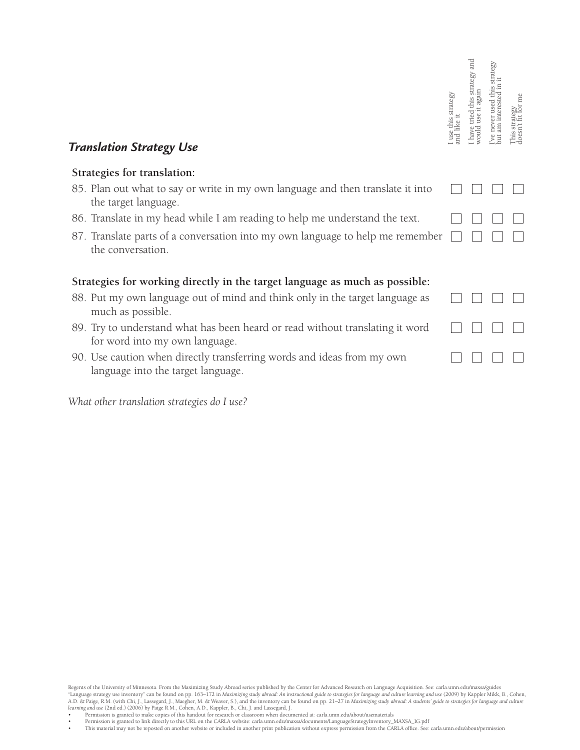## *Translation Strategy Use*

| | I use this strategy and like it | I have tried this strategy and would use it again | I've never used this strategy but am interested in it | This strategy doesn't fit for me |
|---|---|---|---|---|
| **Strategies for translation:** | | | | |
| 85. Plan out what to say or write in my own language and then translate it into the target language. | ☐ | ☐ | ☐ | ☐ |
| 86. Translate in my head while I am reading to help me understand the text. | ☐ | ☐ | ☐ | ☐ |
| 87. Translate parts of a conversation into my own language to help me remember the conversation. | ☐ | ☐ | ☐ | ☐ |
| **Strategies for working directly in the target language as much as possible:** | | | | |
| 88. Put my own language out of mind and think only in the target language as much as possible. | ☐ | ☐ | ☐ | ☐ |
| 89. Try to understand what has been heard or read without translating it word for word into my own language. | ☐ | ☐ | ☐ | ☐ |
| 90. Use caution when directly transferring words and ideas from my own language into the target language. | ☐ | ☐ | ☐ | ☐ |

*What other translation strategies do I use?*

Regents of the University of Minnesota. From the Maximizing Study Abroad series published by the Center for Advanced Research on Language Acquisition. See: carla.umn.edu/maxsa/guides
"Language strategy use inventory" can be found on pp. 163–172 in *Maximizing study abroad: An instructional guide to strategies for language and culture learning and use* (2009) by Kappler Mikk, B., Cohen, A.D. & Paige, R.M. (with Chi, J., Lassegard, J., Maegher, M. & Weaver, S.), and the inventory can be found on pp. 21–27 in *Maximizing study abroad: A students' guide to strategies for language and culture learning and use* (2nd ed.) (2006) by Paige R.M., Cohen, A.D., Kappler, B., Chi, J. and Lassegard, J.

- Permission is granted to make copies of this handout for research or classroom when documented at: carla.umn.edu/about/usematerials
- Permission is granted to link directly to this URL on the CARLA website: carla.umn.edu/maxsa/documents/LanguageStrategyInventory_MAXSA_IG.pdf
- This material may not be reposted on another website or included in another print publication without express permission from the CARLA office. See: carla.umn.edu/about/permission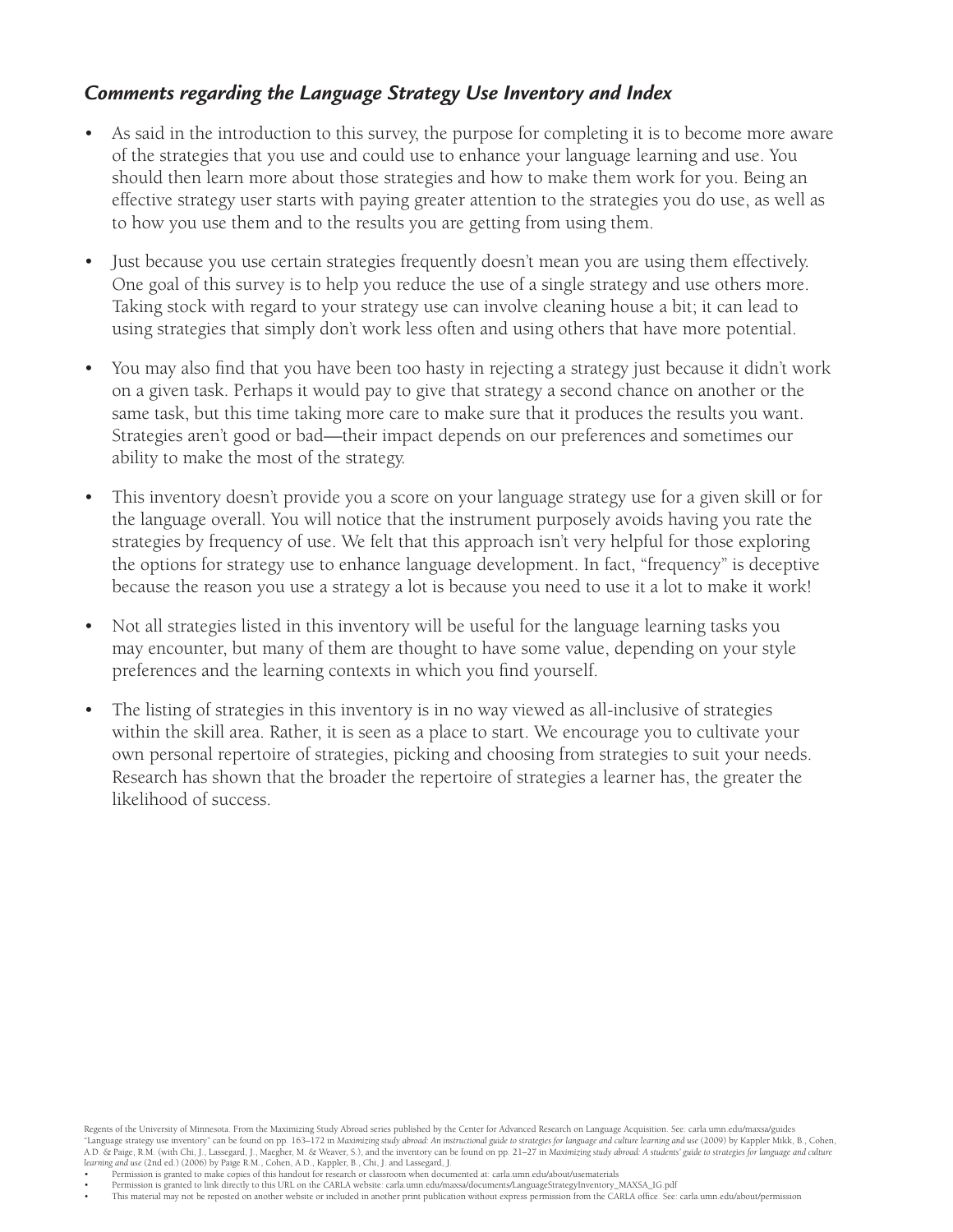### *Comments regarding the Language Strategy Use Inventory and Index*

- As said in the introduction to this survey, the purpose for completing it is to become more aware of the strategies that you use and could use to enhance your language learning and use. You should then learn more about those strategies and how to make them work for you. Being an effective strategy user starts with paying greater attention to the strategies you do use, as well as to how you use them and to the results you are getting from using them.

- Just because you use certain strategies frequently doesn't mean you are using them effectively. One goal of this survey is to help you reduce the use of a single strategy and use others more. Taking stock with regard to your strategy use can involve cleaning house a bit; it can lead to using strategies that simply don't work less often and using others that have more potential.

- You may also find that you have been too hasty in rejecting a strategy just because it didn't work on a given task. Perhaps it would pay to give that strategy a second chance on another or the same task, but this time taking more care to make sure that it produces the results you want. Strategies aren't good or bad—their impact depends on our preferences and sometimes our ability to make the most of the strategy.

- This inventory doesn't provide you a score on your language strategy use for a given skill or for the language overall. You will notice that the instrument purposely avoids having you rate the strategies by frequency of use. We felt that this approach isn't very helpful for those exploring the options for strategy use to enhance language development. In fact, "frequency" is deceptive because the reason you use a strategy a lot is because you need to use it a lot to make it work!

- Not all strategies listed in this inventory will be useful for the language learning tasks you may encounter, but many of them are thought to have some value, depending on your style preferences and the learning contexts in which you find yourself.

- The listing of strategies in this inventory is in no way viewed as all-inclusive of strategies within the skill area. Rather, it is seen as a place to start. We encourage you to cultivate your own personal repertoire of strategies, picking and choosing from strategies to suit your needs. Research has shown that the broader the repertoire of strategies a learner has, the greater the likelihood of success.

Regents of the University of Minnesota. From the Maximizing Study Abroad series published by the Center for Advanced Research on Language Acquisition. See: carla.umn.edu/maxsa/guides
"Language strategy use inventory" can be found on pp. 163–172 in *Maximizing study abroad: An instructional guide to strategies for language and culture learning and use* (2009) by Kappler Mikk, B., Cohen, A.D. & Paige, R.M. (with Chi, J., Lassegard, J., Maegher, M. & Weaver, S.), and the inventory can be found on pp. 21–27 in *Maximizing study abroad: A students' guide to strategies for language and culture learning and use* (2nd ed.) (2006) by Paige R.M., Cohen, A.D., Kappler, B., Chi, J. and Lassegard, J.

- Permission is granted to make copies of this handout for research or classroom when documented at: carla.umn.edu/about/usematerials
- Permission is granted to link directly to this URL on the CARLA website: carla.umn.edu/maxsa/documents/LanguageStrategyInventory_MAXSA_IG.pdf
- This material may not be reposted on another website or included in another print publication without express permission from the CARLA office. See: carla.umn.edu/about/permission